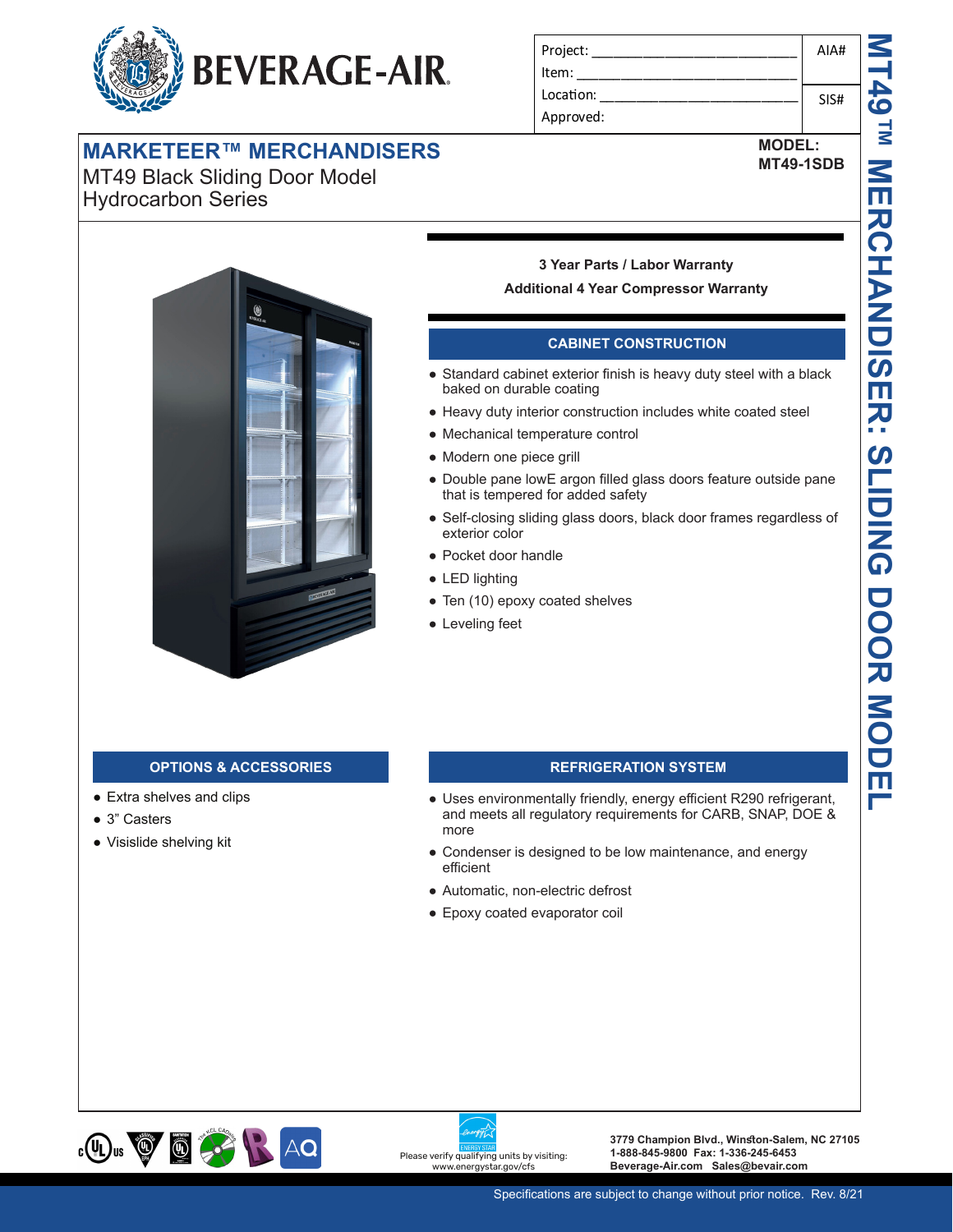BEVERAGE-AIR

| Project: | AIA# |
| --- | --- |
| Item: | |
| Location: | SIS# |
| Approved: | |

# MARKETEER™ MERCHANDISERS

MT49 Black Sliding Door Model
Hydrocarbon Series

**MODEL:**
**MT49-1SDB**

MT49™ MERCHANDISER: SLIDING DOOR MODEL

**3 Year Parts / Labor Warranty**

**Additional 4 Year Compressor Warranty**

## CABINET CONSTRUCTION

- Standard cabinet exterior finish is heavy duty steel with a black baked on durable coating
- Heavy duty interior construction includes white coated steel
- Mechanical temperature control
- Modern one piece grill
- Double pane lowE argon filled glass doors feature outside pane that is tempered for added safety
- Self-closing sliding glass doors, black door frames regardless of exterior color
- Pocket door handle
- LED lighting
- Ten (10) epoxy coated shelves
- Leveling feet

## OPTIONS & ACCESSORIES

- Extra shelves and clips
- 3” Casters
- Visislide shelving kit

## REFRIGERATION SYSTEM

- Uses environmentally friendly, energy efficient R290 refrigerant, and meets all regulatory requirements for CARB, SNAP, DOE & more
- Condenser is designed to be low maintenance, and energy efficient
- Automatic, non-electric defrost
- Epoxy coated evaporator coil

Please verify qualifying units by visiting: www.energystar.gov/cfs

**3779 Champion Blvd., Winston-Salem, NC 27105**
**1-888-845-9800 Fax: 1-336-245-6453**
**Beverage-Air.com Sales@bevair.com**

Specifications are subject to change without prior notice. Rev. 8/21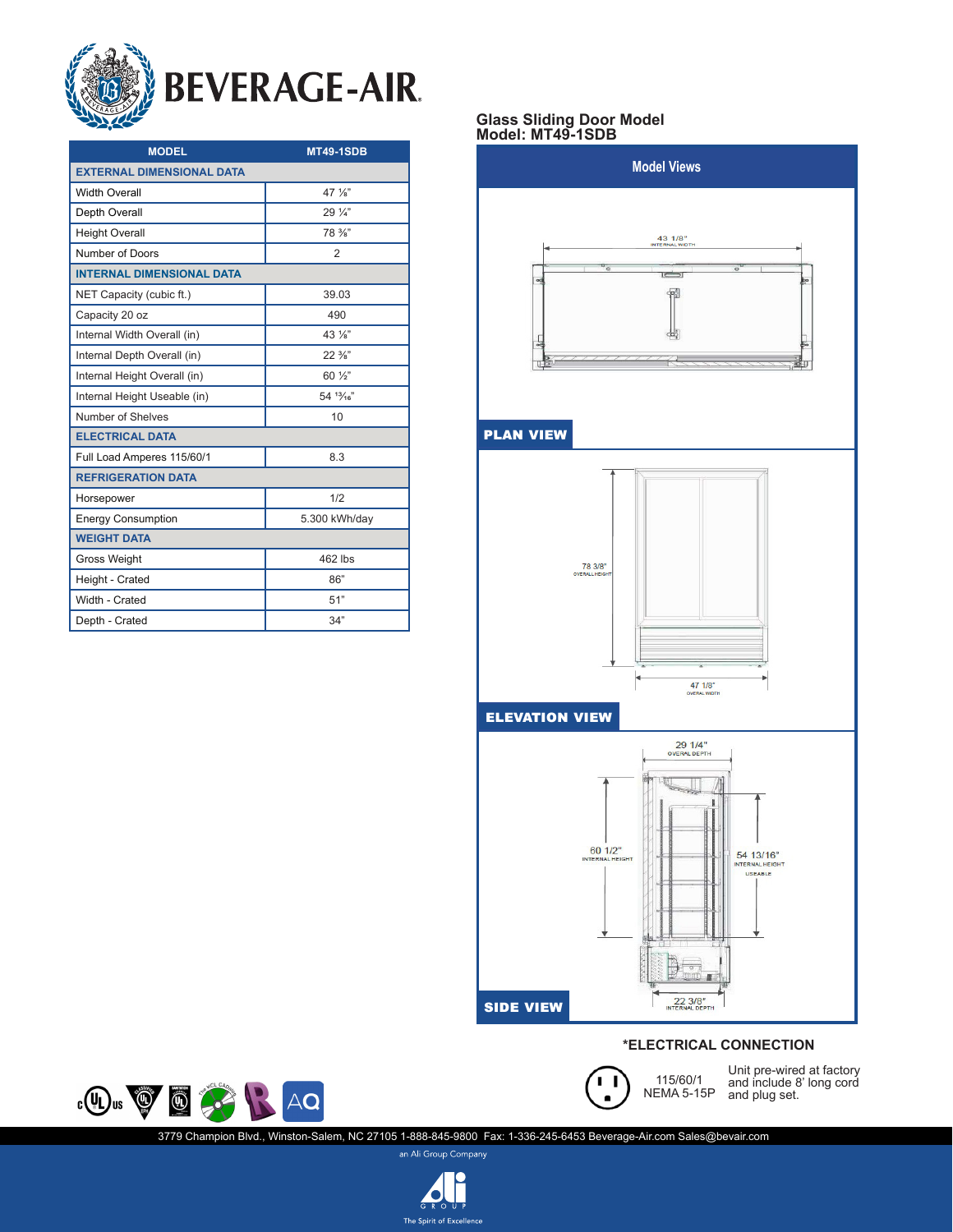# BEVERAGE-AIR

| MODEL | MT49-1SDB |
| --- | --- |
| **EXTERNAL DIMENSIONAL DATA** | |
| Width Overall | 47 ⅛" |
| Depth Overall | 29 ¼" |
| Height Overall | 78 ⅜" |
| Number of Doors | 2 |
| **INTERNAL DIMENSIONAL DATA** | |
| NET Capacity (cubic ft.) | 39.03 |
| Capacity 20 oz | 490 |
| Internal Width Overall (in) | 43 ⅛" |
| Internal Depth Overall (in) | 22 ⅜" |
| Internal Height Overall (in) | 60 ½" |
| Internal Height Useable (in) | 54 13/16" |
| Number of Shelves | 10 |
| **ELECTRICAL DATA** | |
| Full Load Amperes 115/60/1 | 8.3 |
| **REFRIGERATION DATA** | |
| Horsepower | 1/2 |
| Energy Consumption | 5.300 kWh/day |
| **WEIGHT DATA** | |
| Gross Weight | 462 lbs |
| Height - Crated | 86" |
| Width - Crated | 51" |
| Depth - Crated | 34" |

## Glass Sliding Door Model
## Model: MT49-1SDB

### Model Views

**PLAN VIEW**

43 1/8"
INTERNAL WIDTH

**ELEVATION VIEW**

78 3/8"
OVERALL HEIGHT

47 1/8"
OVERALL WIDTH

**SIDE VIEW**

29 1/4"
OVERALL DEPTH

60 1/2"
INTERNAL HEIGHT

54 13/16"
INTERNAL HEIGHT
USEABLE

22 3/8"
INTERNAL DEPTH

### *ELECTRICAL CONNECTION

115/60/1
NEMA 5-15P

Unit pre-wired at factory and include 8' long cord and plug set.

3779 Champion Blvd., Winston-Salem, NC 27105 1-888-845-9800 Fax: 1-336-245-6453 Beverage-Air.com Sales@bevair.com

an Ali Group Company

The Spirit of Excellence